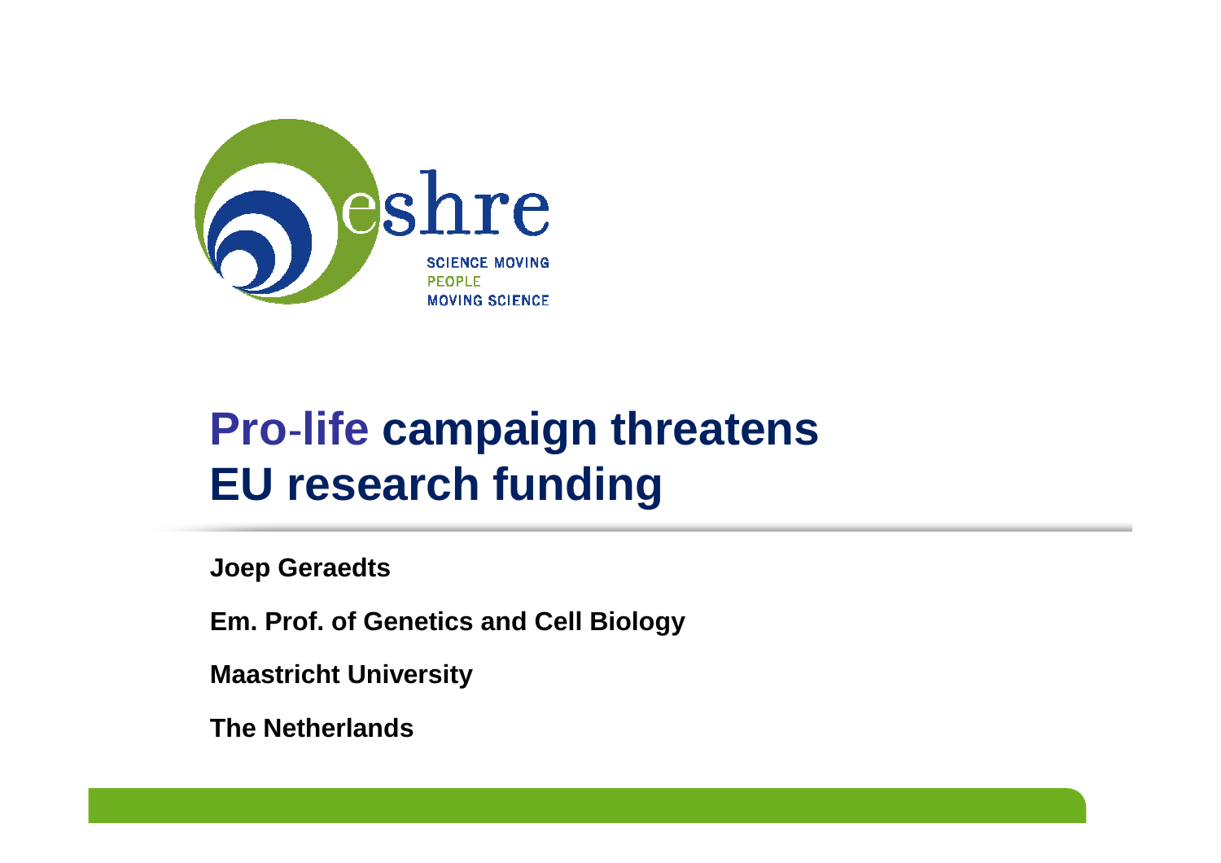# Pro-life campaign threatens EU research funding

**Joep Geraedts**

**Em. Prof. of Genetics and Cell Biology**

**Maastricht University**

**The Netherlands**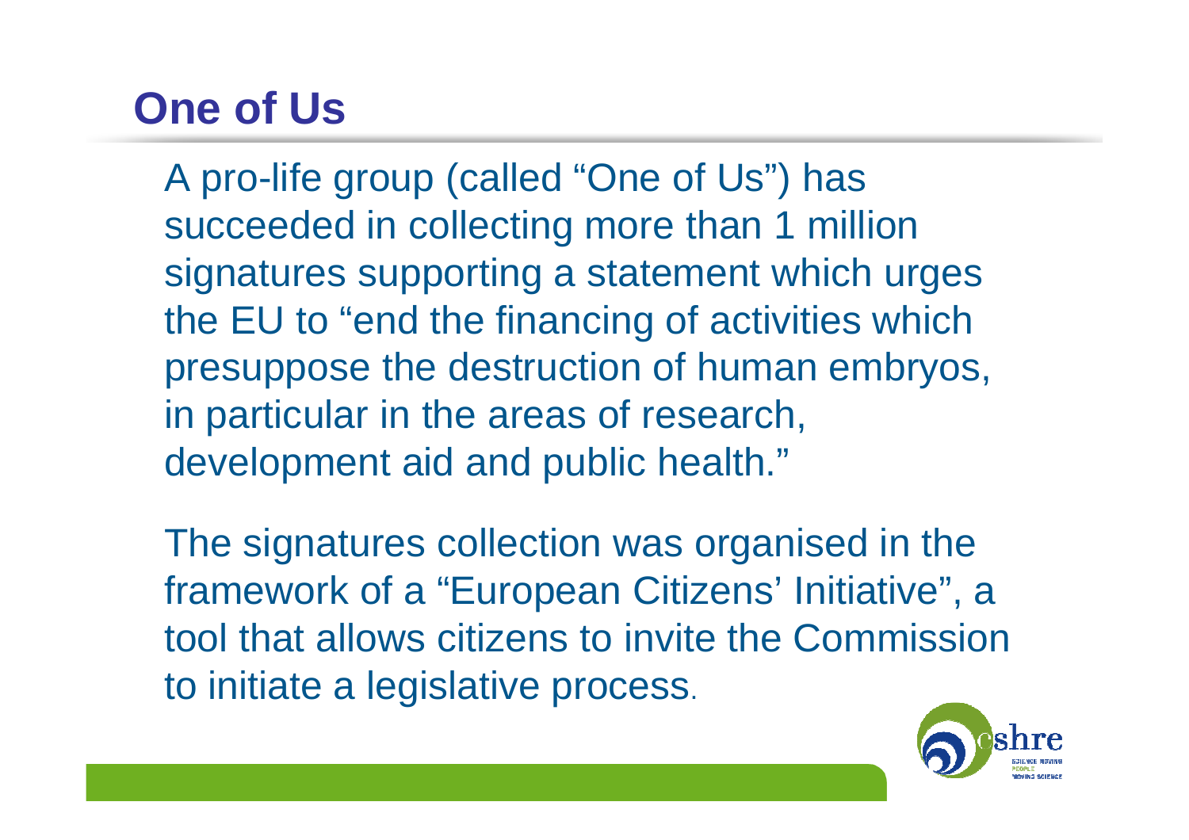# One of Us

A pro-life group (called “One of Us”) has succeeded in collecting more than 1 million signatures supporting a statement which urges the EU to “end the financing of activities which presuppose the destruction of human embryos, in particular in the areas of research, development aid and public health.”

The signatures collection was organised in the framework of a “European Citizens’ Initiative”, a tool that allows citizens to invite the Commission to initiate a legislative process.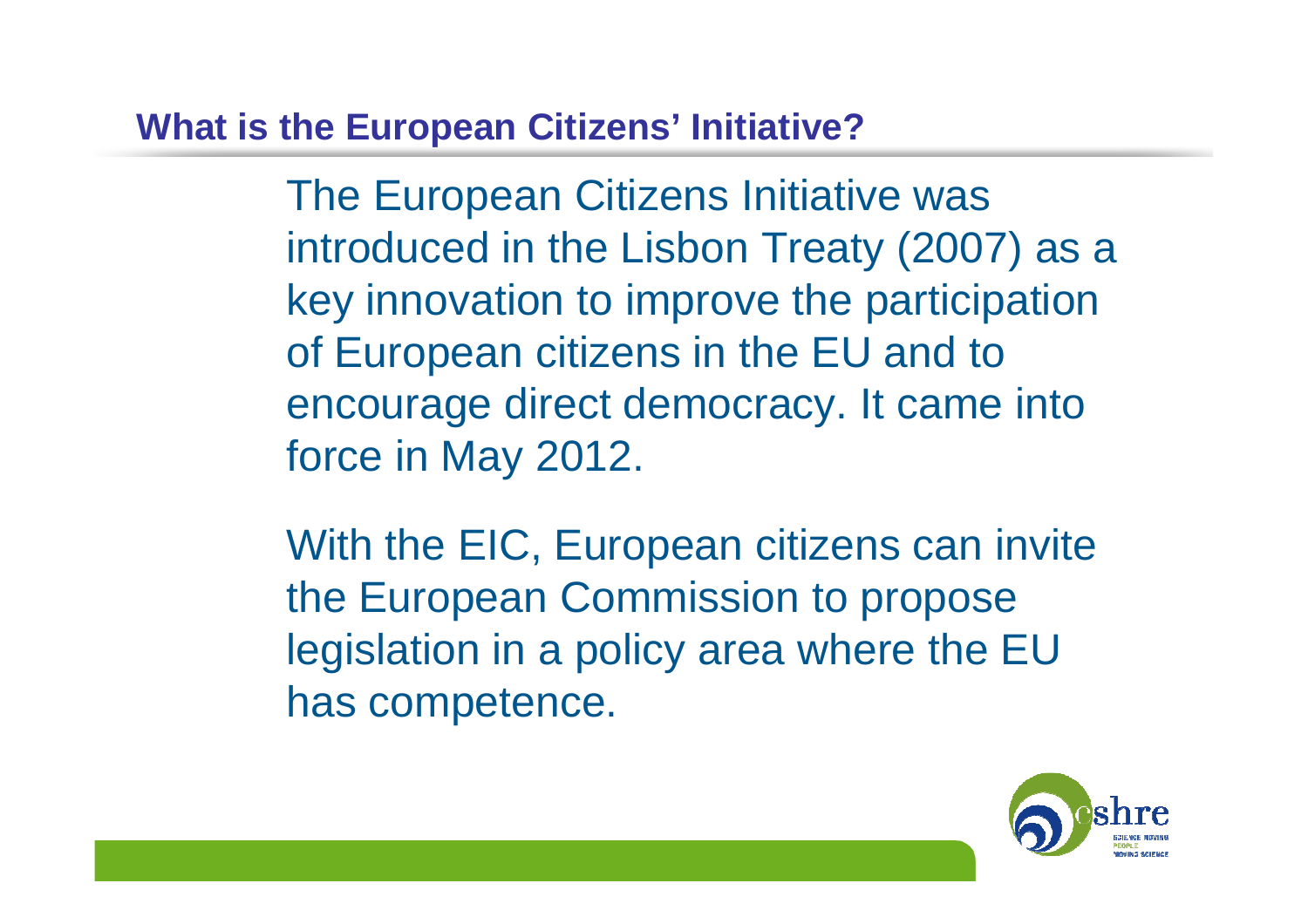## What is the European Citizens' Initiative?

The European Citizens Initiative was introduced in the Lisbon Treaty (2007) as a key innovation to improve the participation of European citizens in the EU and to encourage direct democracy. It came into force in May 2012.

With the EIC, European citizens can invite the European Commission to propose legislation in a policy area where the EU has competence.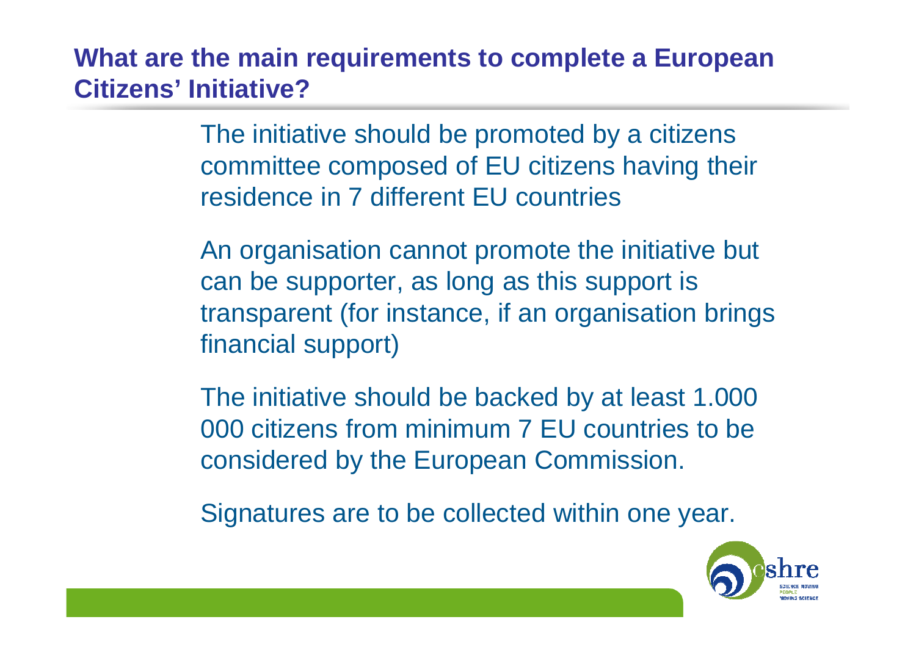## What are the main requirements to complete a European Citizens' Initiative?

The initiative should be promoted by a citizens committee composed of EU citizens having their residence in 7 different EU countries

An organisation cannot promote the initiative but can be supporter, as long as this support is transparent (for instance, if an organisation brings financial support)

The initiative should be backed by at least 1.000 000 citizens from minimum 7 EU countries to be considered by the European Commission.

Signatures are to be collected within one year.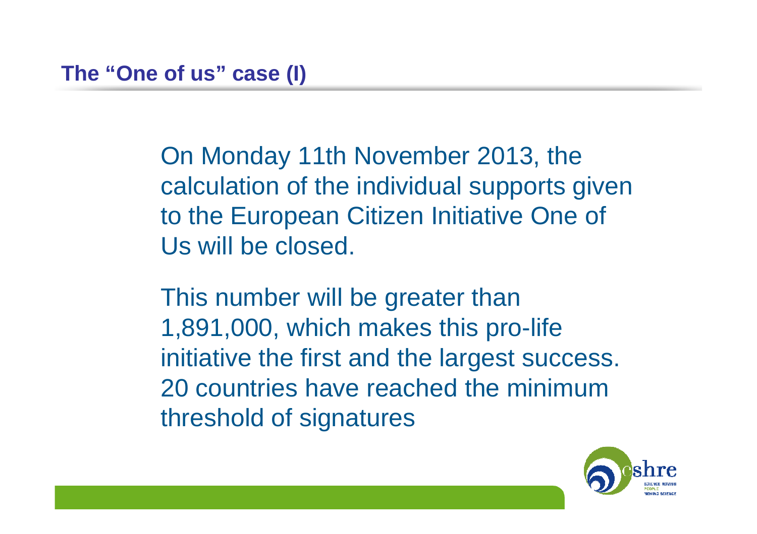## The "One of us" case (I)

On Monday 11th November 2013, the calculation of the individual supports given to the European Citizen Initiative One of Us will be closed.

This number will be greater than 1,891,000, which makes this pro-life initiative the first and the largest success. 20 countries have reached the minimum threshold of signatures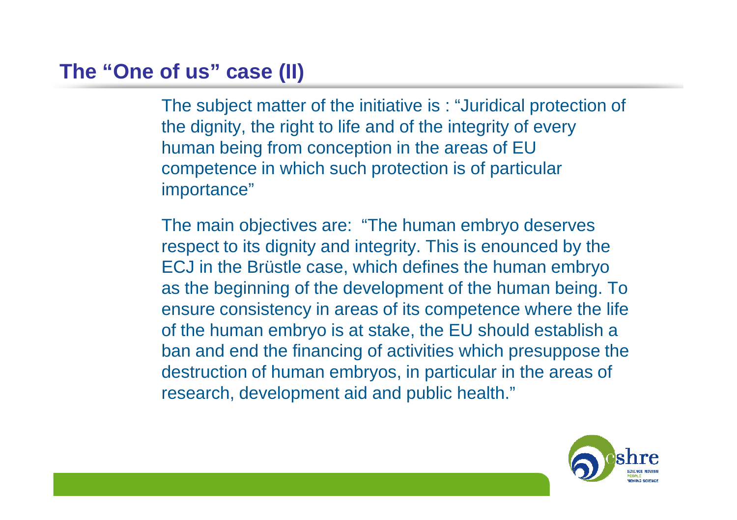# The "One of us" case (II)

The subject matter of the initiative is : "Juridical protection of the dignity, the right to life and of the integrity of every human being from conception in the areas of EU competence in which such protection is of particular importance"

The main objectives are: "The human embryo deserves respect to its dignity and integrity. This is enounced by the ECJ in the Brüstle case, which defines the human embryo as the beginning of the development of the human being. To ensure consistency in areas of its competence where the life of the human embryo is at stake, the EU should establish a ban and end the financing of activities which presuppose the destruction of human embryos, in particular in the areas of research, development aid and public health."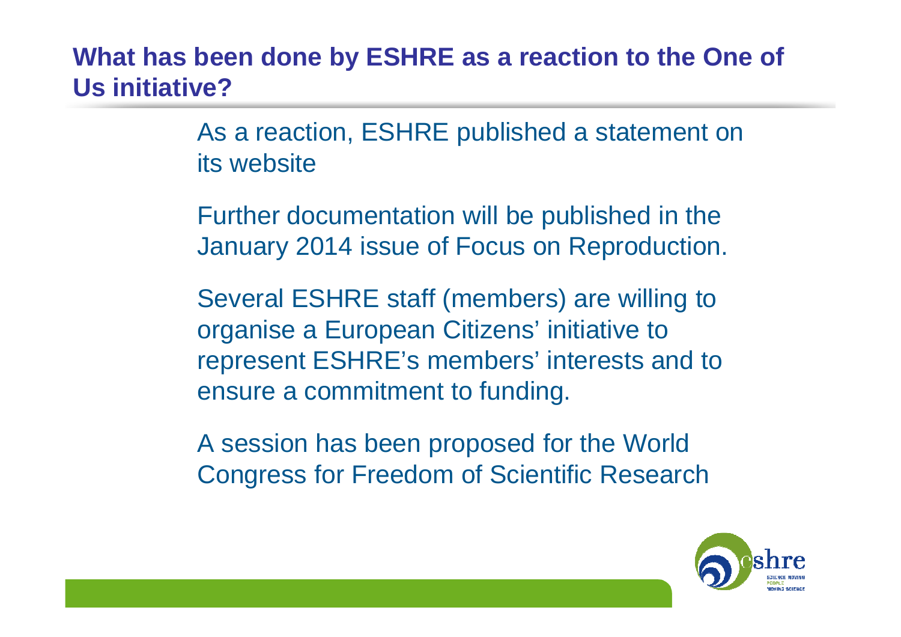## What has been done by ESHRE as a reaction to the One of Us initiative?

As a reaction, ESHRE published a statement on its website

Further documentation will be published in the January 2014 issue of Focus on Reproduction.

Several ESHRE staff (members) are willing to organise a European Citizens' initiative to represent ESHRE's members' interests and to ensure a commitment to funding.

A session has been proposed for the World Congress for Freedom of Scientific Research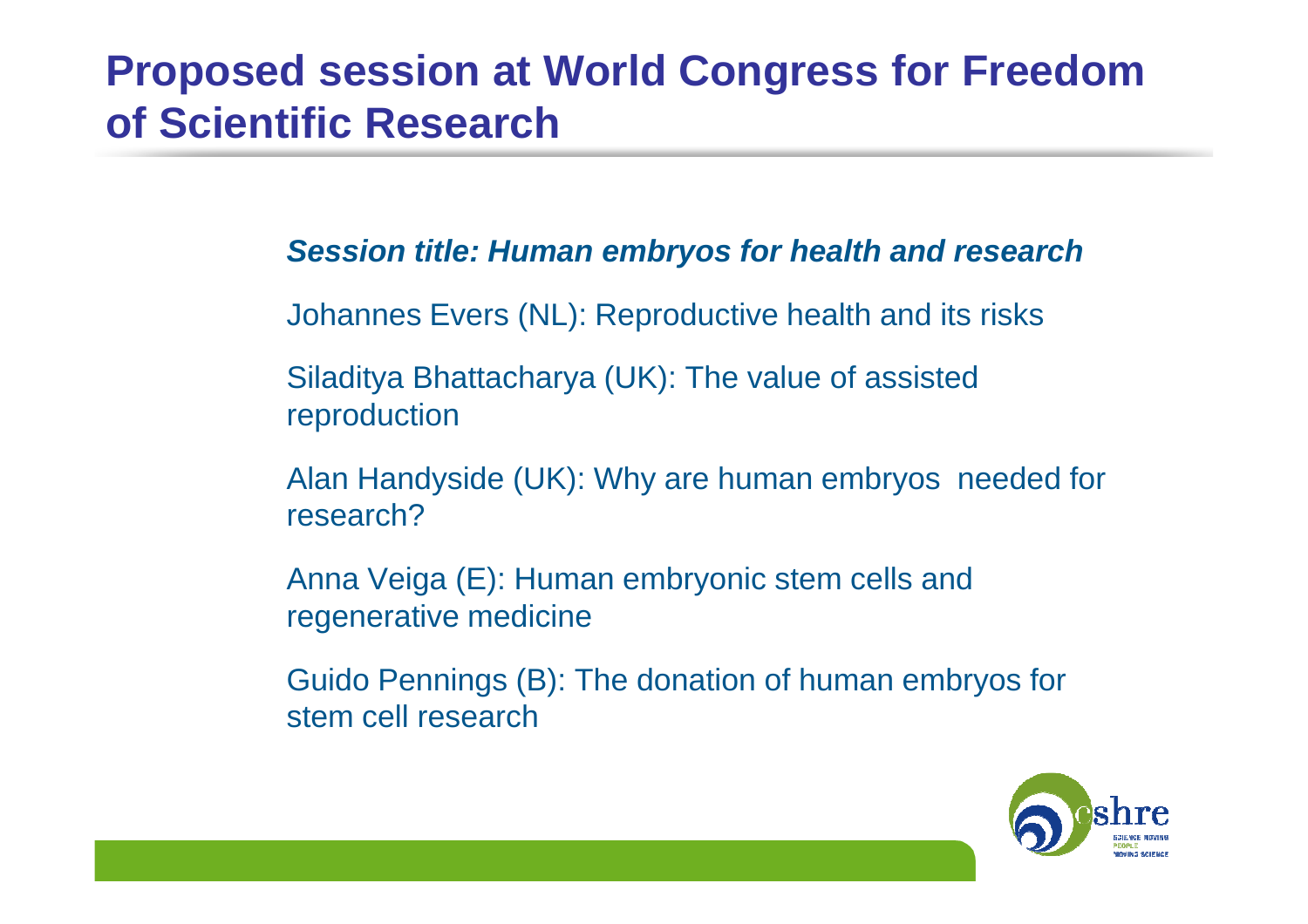# Proposed session at World Congress for Freedom of Scientific Research

***Session title: Human embryos for health and research***

Johannes Evers (NL): Reproductive health and its risks

Siladitya Bhattacharya (UK): The value of assisted reproduction

Alan Handyside (UK): Why are human embryos needed for research?

Anna Veiga (E): Human embryonic stem cells and regenerative medicine

Guido Pennings (B): The donation of human embryos for stem cell research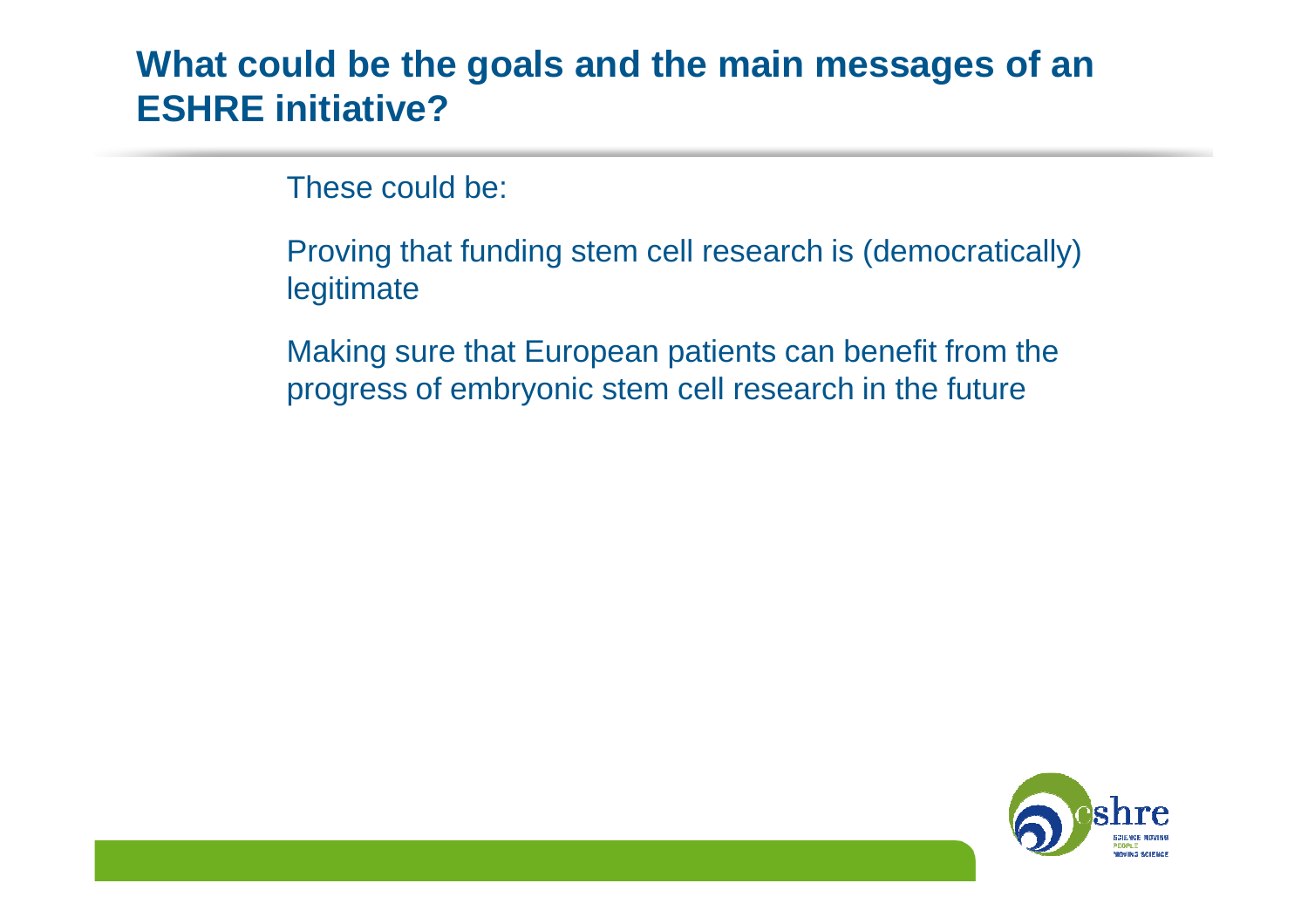# What could be the goals and the main messages of an ESHRE initiative?

These could be:

Proving that funding stem cell research is (democratically) legitimate

Making sure that European patients can benefit from the progress of embryonic stem cell research in the future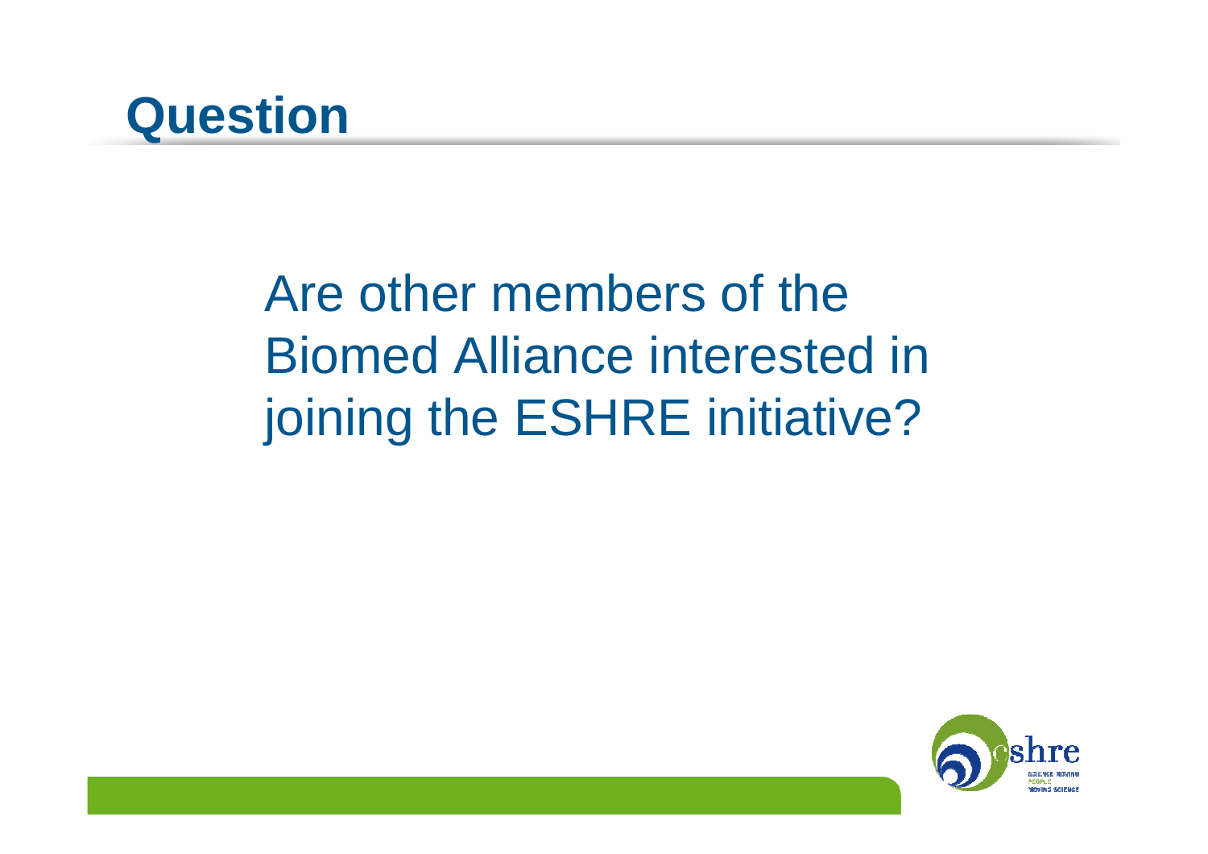# Question

Are other members of the Biomed Alliance interested in joining the ESHRE initiative?